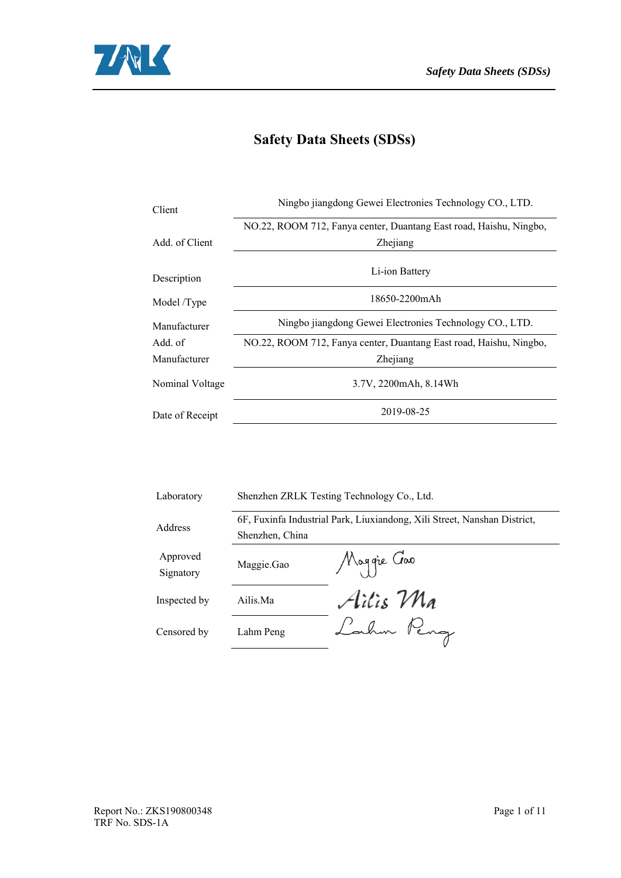# Safety Data Sheets (SDSs)

| | |
|---|---|
| Client | Ningbo jiangdong Gewei Electronies Technology CO., LTD. |
| Add. of Client | NO.22, ROOM 712, Fanya center, Duantang East road, Haishu, Ningbo, Zhejiang |
| Description | Li-ion Battery |
| Model /Type | 18650-2200mAh |
| Manufacturer | Ningbo jiangdong Gewei Electronies Technology CO., LTD. |
| Add. of Manufacturer | NO.22, ROOM 712, Fanya center, Duantang East road, Haishu, Ningbo, Zhejiang |
| Nominal Voltage | 3.7V, 2200mAh, 8.14Wh |
| Date of Receipt | 2019-08-25 |

| | | |
|---|---|---|
| Laboratory | Shenzhen ZRLK Testing Technology Co., Ltd. | |
| Address | 6F, Fuxinfa Industrial Park, Liuxiandong, Xili Street, Nanshan District, Shenzhen, China | |
| Approved Signatory | Maggie.Gao | Maggie Gao |
| Inspected by | Ailis.Ma | Ailis Ma |
| Censored by | Lahm Peng | Lahm Peng |

Report No.: ZKS190800348
TRF No. SDS-1A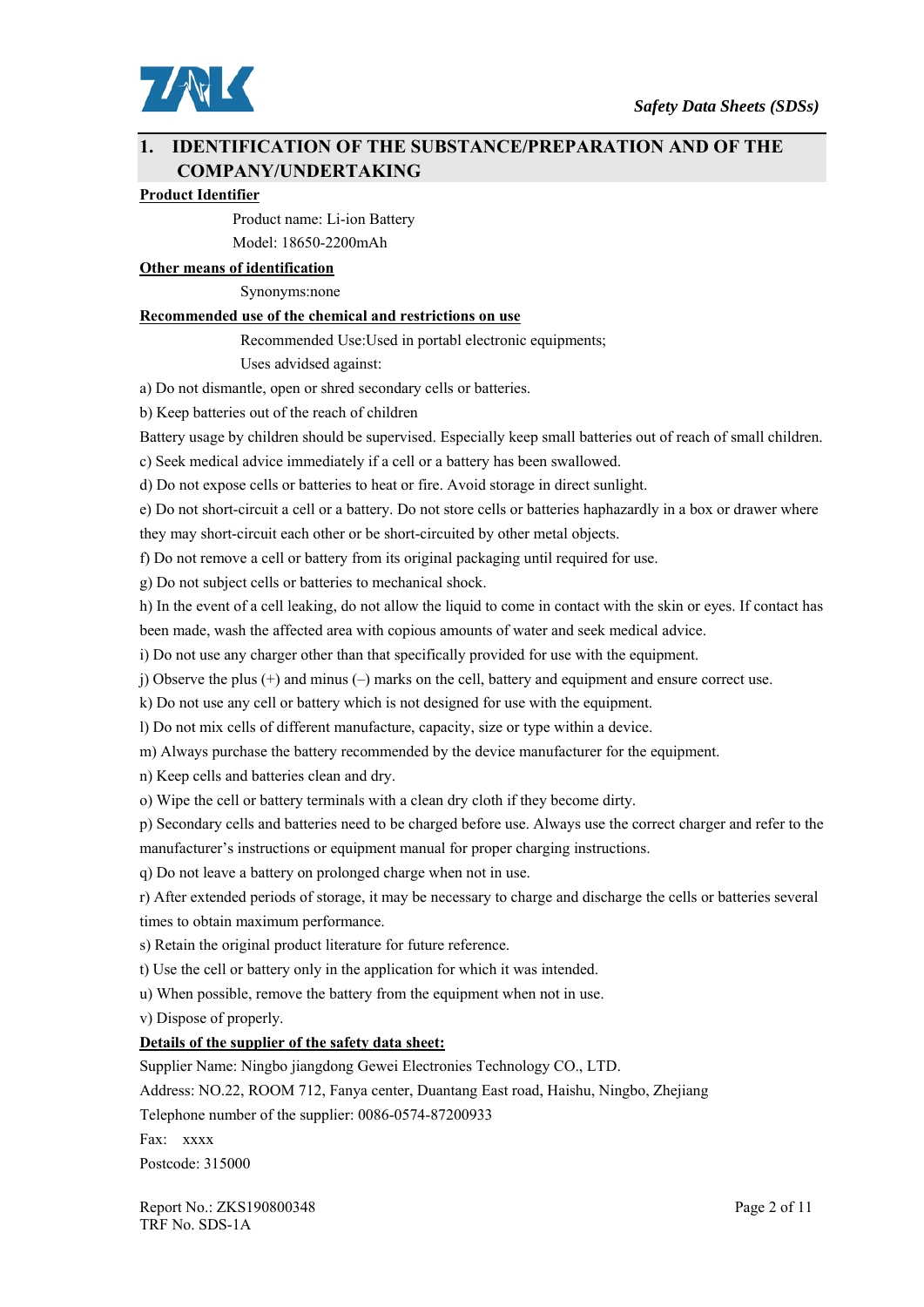## 1. IDENTIFICATION OF THE SUBSTANCE/PREPARATION AND OF THE COMPANY/UNDERTAKING

**Product Identifier**

Product name: Li-ion Battery

Model: 18650-2200mAh

**Other means of identification**

Synonyms:none

**Recommended use of the chemical and restrictions on use**

Recommended Use:Used in portabl electronic equipments;

Uses advidsed against:

a) Do not dismantle, open or shred secondary cells or batteries.

b) Keep batteries out of the reach of children

Battery usage by children should be supervised. Especially keep small batteries out of reach of small children.

c) Seek medical advice immediately if a cell or a battery has been swallowed.

d) Do not expose cells or batteries to heat or fire. Avoid storage in direct sunlight.

e) Do not short-circuit a cell or a battery. Do not store cells or batteries haphazardly in a box or drawer where they may short-circuit each other or be short-circuited by other metal objects.

f) Do not remove a cell or battery from its original packaging until required for use.

g) Do not subject cells or batteries to mechanical shock.

h) In the event of a cell leaking, do not allow the liquid to come in contact with the skin or eyes. If contact has been made, wash the affected area with copious amounts of water and seek medical advice.

i) Do not use any charger other than that specifically provided for use with the equipment.

j) Observe the plus (+) and minus (–) marks on the cell, battery and equipment and ensure correct use.

k) Do not use any cell or battery which is not designed for use with the equipment.

l) Do not mix cells of different manufacture, capacity, size or type within a device.

m) Always purchase the battery recommended by the device manufacturer for the equipment.

n) Keep cells and batteries clean and dry.

o) Wipe the cell or battery terminals with a clean dry cloth if they become dirty.

p) Secondary cells and batteries need to be charged before use. Always use the correct charger and refer to the manufacturer's instructions or equipment manual for proper charging instructions.

q) Do not leave a battery on prolonged charge when not in use.

r) After extended periods of storage, it may be necessary to charge and discharge the cells or batteries several times to obtain maximum performance.

s) Retain the original product literature for future reference.

t) Use the cell or battery only in the application for which it was intended.

u) When possible, remove the battery from the equipment when not in use.

v) Dispose of properly.

**Details of the supplier of the safety data sheet:**

Supplier Name: Ningbo jiangdong Gewei Electronies Technology CO., LTD.

Address: NO.22, ROOM 712, Fanya center, Duantang East road, Haishu, Ningbo, Zhejiang

Telephone number of the supplier: 0086-0574-87200933

Fax: xxxx

Postcode: 315000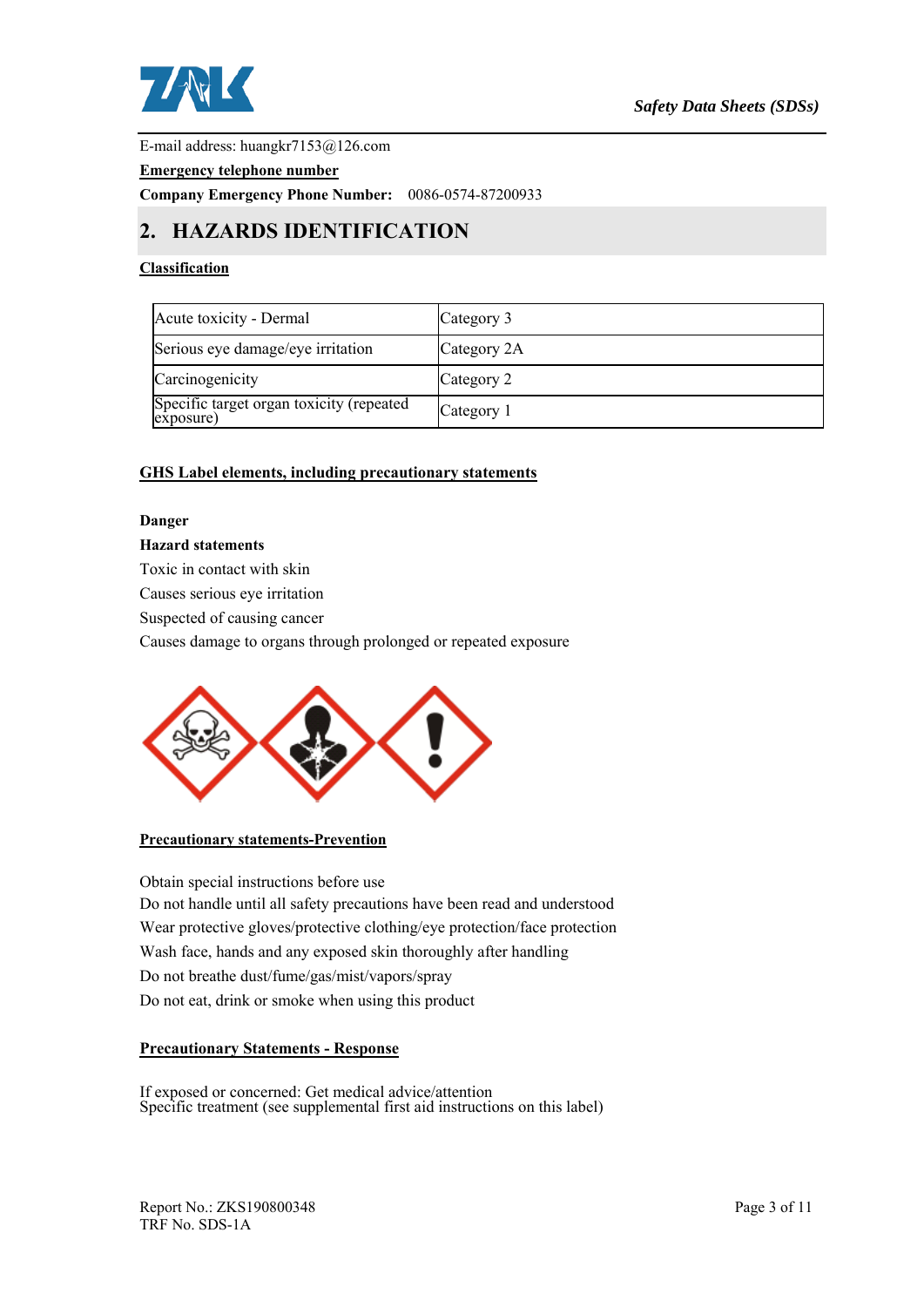E-mail address: huangkr7153@126.com

**Emergency telephone number**

**Company Emergency Phone Number:** 0086-0574-87200933

## 2. HAZARDS IDENTIFICATION

**Classification**

| Acute toxicity - Dermal | Category 3 |
|---|---|
| Serious eye damage/eye irritation | Category 2A |
| Carcinogenicity | Category 2 |
| Specific target organ toxicity (repeated exposure) | Category 1 |

**GHS Label elements, including precautionary statements**

**Danger**

**Hazard statements**

Toxic in contact with skin

Causes serious eye irritation

Suspected of causing cancer

Causes damage to organs through prolonged or repeated exposure

**Precautionary statements-Prevention**

Obtain special instructions before use
Do not handle until all safety precautions have been read and understood
Wear protective gloves/protective clothing/eye protection/face protection
Wash face, hands and any exposed skin thoroughly after handling
Do not breathe dust/fume/gas/mist/vapors/spray
Do not eat, drink or smoke when using this product

**Precautionary Statements - Response**

If exposed or concerned: Get medical advice/attention
Specific treatment (see supplemental first aid instructions on this label)

Report No.: ZKS190800348
TRF No. SDS-1A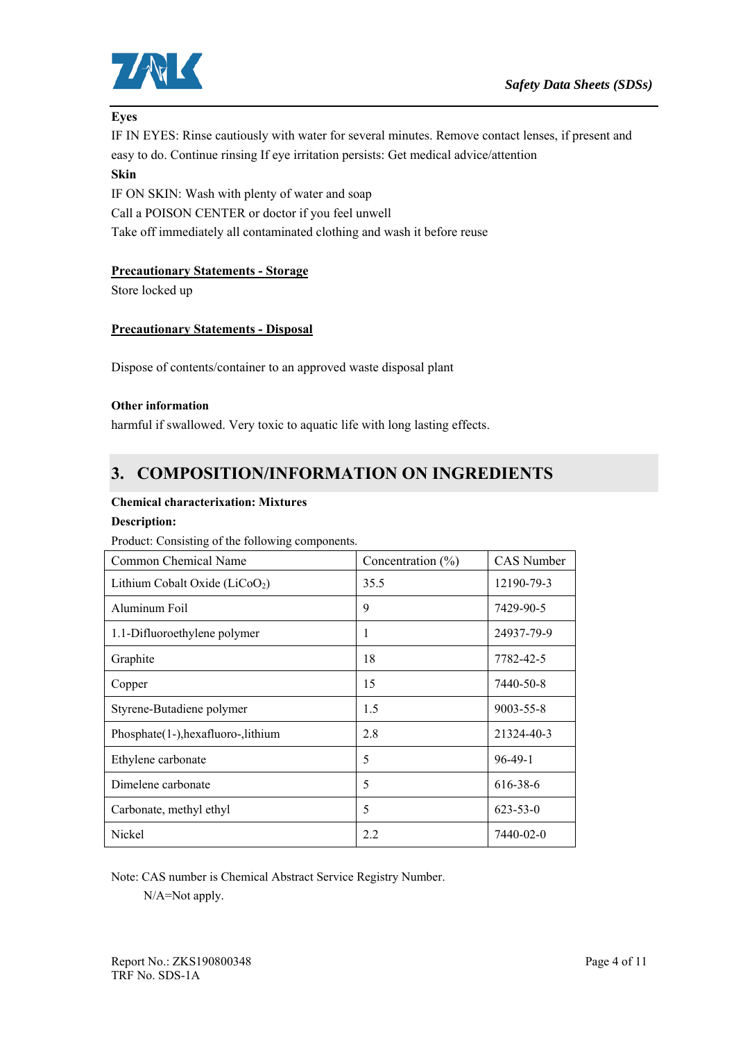**Eyes**

IF IN EYES: Rinse cautiously with water for several minutes. Remove contact lenses, if present and easy to do. Continue rinsing If eye irritation persists: Get medical advice/attention

**Skin**

IF ON SKIN: Wash with plenty of water and soap

Call a POISON CENTER or doctor if you feel unwell

Take off immediately all contaminated clothing and wash it before reuse

**Precautionary Statements - Storage**

Store locked up

**Precautionary Statements - Disposal**

Dispose of contents/container to an approved waste disposal plant

**Other information**

harmful if swallowed. Very toxic to aquatic life with long lasting effects.

## 3. COMPOSITION/INFORMATION ON INGREDIENTS

**Chemical characterixation: Mixtures**

**Description:**

Product: Consisting of the following components.

| Common Chemical Name | Concentration (%) | CAS Number |
|---|---|---|
| Lithium Cobalt Oxide ($LiCoO_2$) | 35.5 | 12190-79-3 |
| Aluminum Foil | 9 | 7429-90-5 |
| 1.1-Difluoroethylene polymer | 1 | 24937-79-9 |
| Graphite | 18 | 7782-42-5 |
| Copper | 15 | 7440-50-8 |
| Styrene-Butadiene polymer | 1.5 | 9003-55-8 |
| Phosphate(1-),hexafluoro-,lithium | 2.8 | 21324-40-3 |
| Ethylene carbonate | 5 | 96-49-1 |
| Dimelene carbonate | 5 | 616-38-6 |
| Carbonate, methyl ethyl | 5 | 623-53-0 |
| Nickel | 2.2 | 7440-02-0 |

Note: CAS number is Chemical Abstract Service Registry Number.

N/A=Not apply.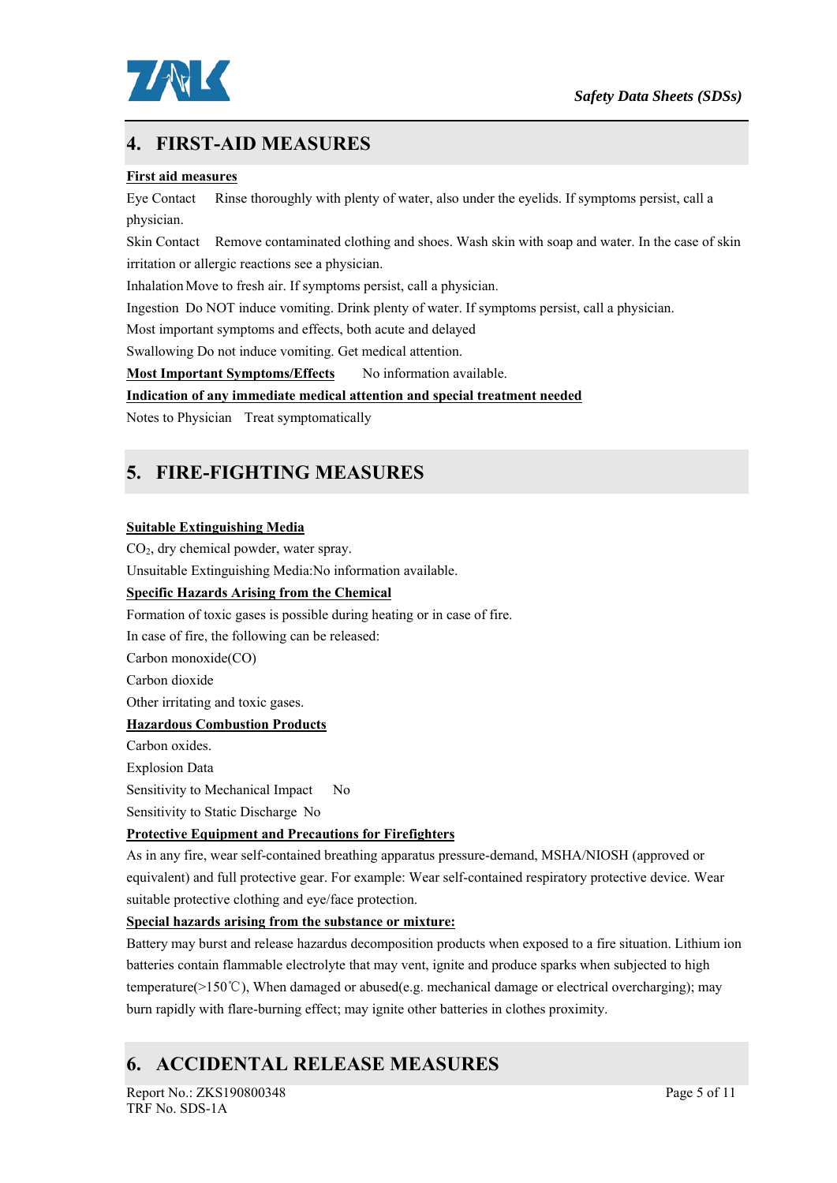## 4. FIRST-AID MEASURES

**First aid measures**

Eye Contact Rinse thoroughly with plenty of water, also under the eyelids. If symptoms persist, call a physician.

Skin Contact Remove contaminated clothing and shoes. Wash skin with soap and water. In the case of skin irritation or allergic reactions see a physician.

Inhalation Move to fresh air. If symptoms persist, call a physician.

Ingestion Do NOT induce vomiting. Drink plenty of water. If symptoms persist, call a physician.

Most important symptoms and effects, both acute and delayed

Swallowing Do not induce vomiting. Get medical attention.

**Most Important Symptoms/Effects** No information available.

**Indication of any immediate medical attention and special treatment needed**

Notes to Physician Treat symptomatically

## 5. FIRE-FIGHTING MEASURES

**Suitable Extinguishing Media**

$CO_2$, dry chemical powder, water spray.

Unsuitable Extinguishing Media:No information available.

**Specific Hazards Arising from the Chemical**

Formation of toxic gases is possible during heating or in case of fire.

In case of fire, the following can be released:

Carbon monoxide(CO)

Carbon dioxide

Other irritating and toxic gases.

**Hazardous Combustion Products**

Carbon oxides.

Explosion Data

Sensitivity to Mechanical Impact No

Sensitivity to Static Discharge No

**Protective Equipment and Precautions for Firefighters**

As in any fire, wear self-contained breathing apparatus pressure-demand, MSHA/NIOSH (approved or equivalent) and full protective gear. For example: Wear self-contained respiratory protective device. Wear suitable protective clothing and eye/face protection.

**Special hazards arising from the substance or mixture:**

Battery may burst and release hazardus decomposition products when exposed to a fire situation. Lithium ion batteries contain flammable electrolyte that may vent, ignite and produce sparks when subjected to high temperature(>150℃), When damaged or abused(e.g. mechanical damage or electrical overcharging); may burn rapidly with flare-burning effect; may ignite other batteries in clothes proximity.

## 6. ACCIDENTAL RELEASE MEASURES

Report No.: ZKS190800348

TRF No. SDS-1A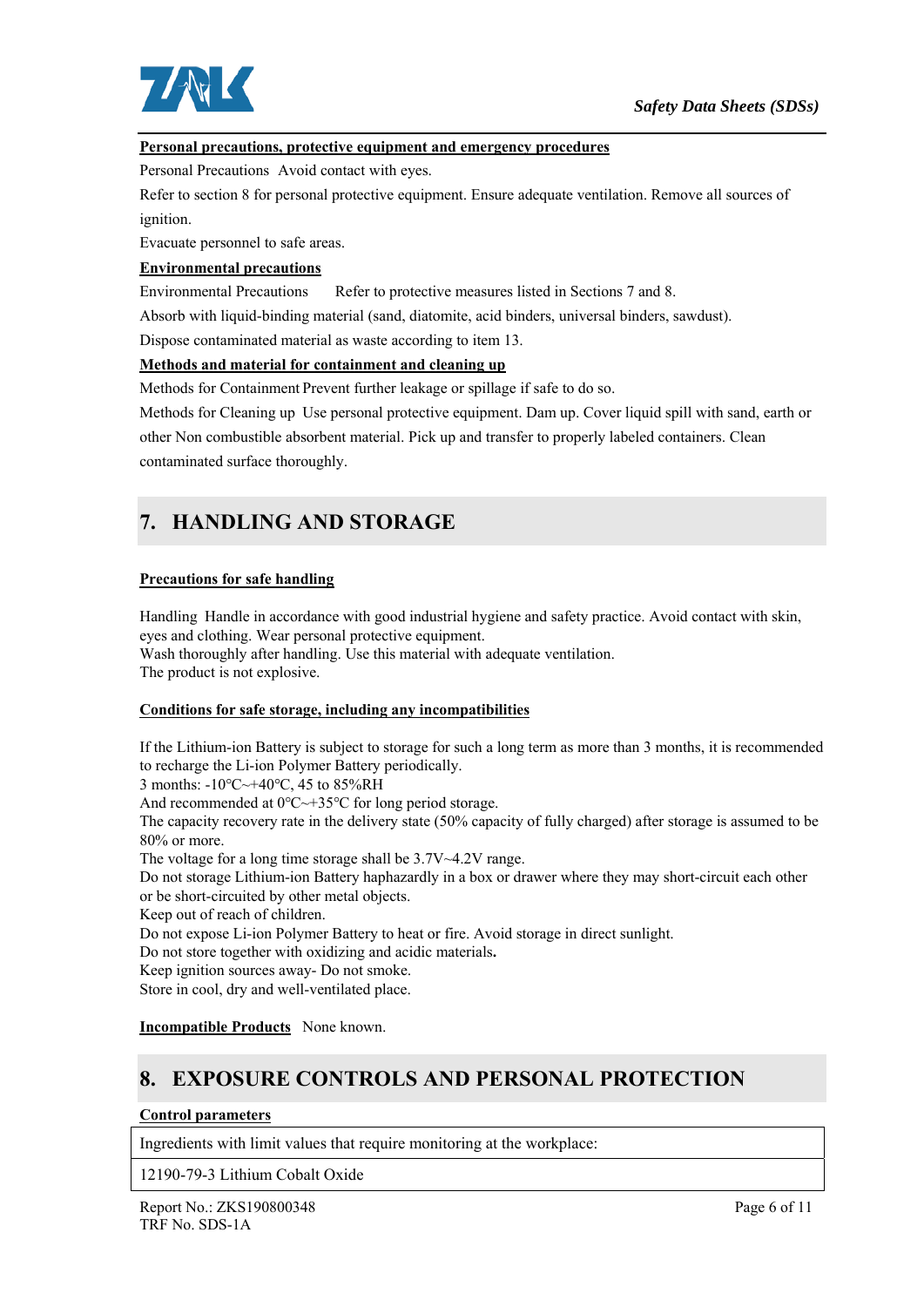**Personal precautions, protective equipment and emergency procedures**

Personal Precautions Avoid contact with eyes.

Refer to section 8 for personal protective equipment. Ensure adequate ventilation. Remove all sources of ignition.

Evacuate personnel to safe areas.

**Environmental precautions**

Environmental Precautions Refer to protective measures listed in Sections 7 and 8.

Absorb with liquid-binding material (sand, diatomite, acid binders, universal binders, sawdust).

Dispose contaminated material as waste according to item 13.

**Methods and material for containment and cleaning up**

Methods for Containment Prevent further leakage or spillage if safe to do so.

Methods for Cleaning up Use personal protective equipment. Dam up. Cover liquid spill with sand, earth or other Non combustible absorbent material. Pick up and transfer to properly labeled containers. Clean contaminated surface thoroughly.

## 7. HANDLING AND STORAGE

**Precautions for safe handling**

Handling Handle in accordance with good industrial hygiene and safety practice. Avoid contact with skin, eyes and clothing. Wear personal protective equipment.
Wash thoroughly after handling. Use this material with adequate ventilation.
The product is not explosive.

**Conditions for safe storage, including any incompatibilities**

If the Lithium-ion Battery is subject to storage for such a long term as more than 3 months, it is recommended to recharge the Li-ion Polymer Battery periodically.
3 months: -10℃~+40℃, 45 to 85%RH
And recommended at 0℃~+35℃ for long period storage.
The capacity recovery rate in the delivery state (50% capacity of fully charged) after storage is assumed to be 80% or more.
The voltage for a long time storage shall be 3.7V~4.2V range.
Do not storage Lithium-ion Battery haphazardly in a box or drawer where they may short-circuit each other or be short-circuited by other metal objects.
Keep out of reach of children.
Do not expose Li-ion Polymer Battery to heat or fire. Avoid storage in direct sunlight.
Do not store together with oxidizing and acidic materials**.**
Keep ignition sources away- Do not smoke.
Store in cool, dry and well-ventilated place.

**Incompatible Products** None known.

## 8. EXPOSURE CONTROLS AND PERSONAL PROTECTION

**Control parameters**

| Ingredients with limit values that require monitoring at the workplace: |
|---|
| 12190-79-3 Lithium Cobalt Oxide |

Report No.: ZKS190800348
TRF No. SDS-1A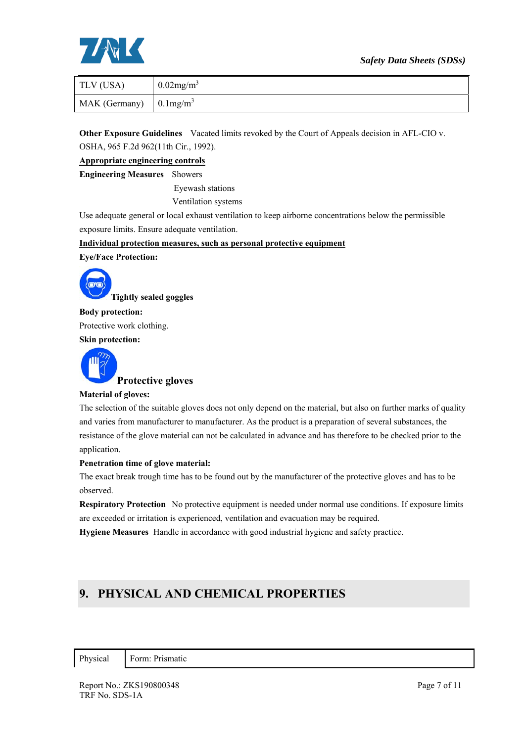| TLV (USA) | 0.02mg/m$^3$ |
|---|---|
| MAK (Germany) | 0.1mg/m$^3$ |

**Other Exposure Guidelines** Vacated limits revoked by the Court of Appeals decision in AFL-CIO v. OSHA, 965 F.2d 962(11th Cir., 1992).

**Appropriate engineering controls**

**Engineering Measures** Showers

Eyewash stations

Ventilation systems

Use adequate general or local exhaust ventilation to keep airborne concentrations below the permissible exposure limits. Ensure adequate ventilation.

**Individual protection measures, such as personal protective equipment**

**Eye/Face Protection:**

**Tightly sealed goggles**

**Body protection:**

Protective work clothing.

**Skin protection:**

**Protective gloves**

**Material of gloves:**

The selection of the suitable gloves does not only depend on the material, but also on further marks of quality and varies from manufacturer to manufacturer. As the product is a preparation of several substances, the resistance of the glove material can not be calculated in advance and has therefore to be checked prior to the application.

**Penetration time of glove material:**

The exact break trough time has to be found out by the manufacturer of the protective gloves and has to be observed.

**Respiratory Protection** No protective equipment is needed under normal use conditions. If exposure limits are exceeded or irritation is experienced, ventilation and evacuation may be required.

**Hygiene Measures** Handle in accordance with good industrial hygiene and safety practice.

## 9. PHYSICAL AND CHEMICAL PROPERTIES

| Physical | Form: Prismatic |
|---|---|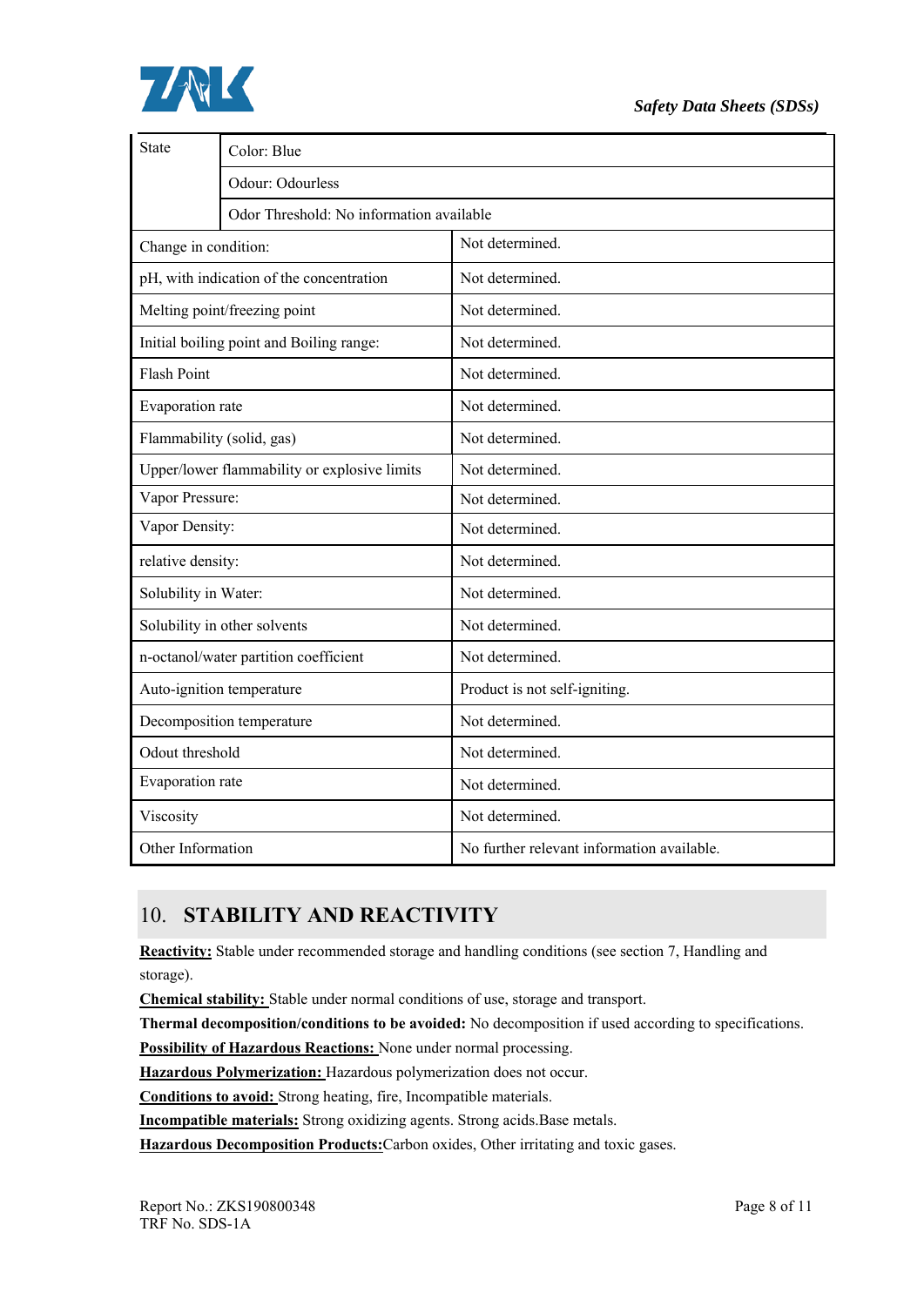| State | Color: Blue |
| --- | --- |
| | Odour: Odourless |
| | Odor Threshold: No information available |
| Change in condition: | Not determined. |
| pH, with indication of the concentration | Not determined. |
| Melting point/freezing point | Not determined. |
| Initial boiling point and Boiling range: | Not determined. |
| Flash Point | Not determined. |
| Evaporation rate | Not determined. |
| Flammability (solid, gas) | Not determined. |
| Upper/lower flammability or explosive limits | Not determined. |
| Vapor Pressure: | Not determined. |
| Vapor Density: | Not determined. |
| relative density: | Not determined. |
| Solubility in Water: | Not determined. |
| Solubility in other solvents | Not determined. |
| n-octanol/water partition coefficient | Not determined. |
| Auto-ignition temperature | Product is not self-igniting. |
| Decomposition temperature | Not determined. |
| Odout threshold | Not determined. |
| Evaporation rate | Not determined. |
| Viscosity | Not determined. |
| Other Information | No further relevant information available. |

## 10. STABILITY AND REACTIVITY

**Reactivity:** Stable under recommended storage and handling conditions (see section 7, Handling and storage).

**Chemical stability:** Stable under normal conditions of use, storage and transport.

**Thermal decomposition/conditions to be avoided:** No decomposition if used according to specifications.

**Possibility of Hazardous Reactions:** None under normal processing.

**Hazardous Polymerization:** Hazardous polymerization does not occur.

**Conditions to avoid:** Strong heating, fire, Incompatible materials.

**Incompatible materials:** Strong oxidizing agents. Strong acids.Base metals.

**Hazardous Decomposition Products:**Carbon oxides, Other irritating and toxic gases.

Report No.: ZKS190800348
TRF No. SDS-1A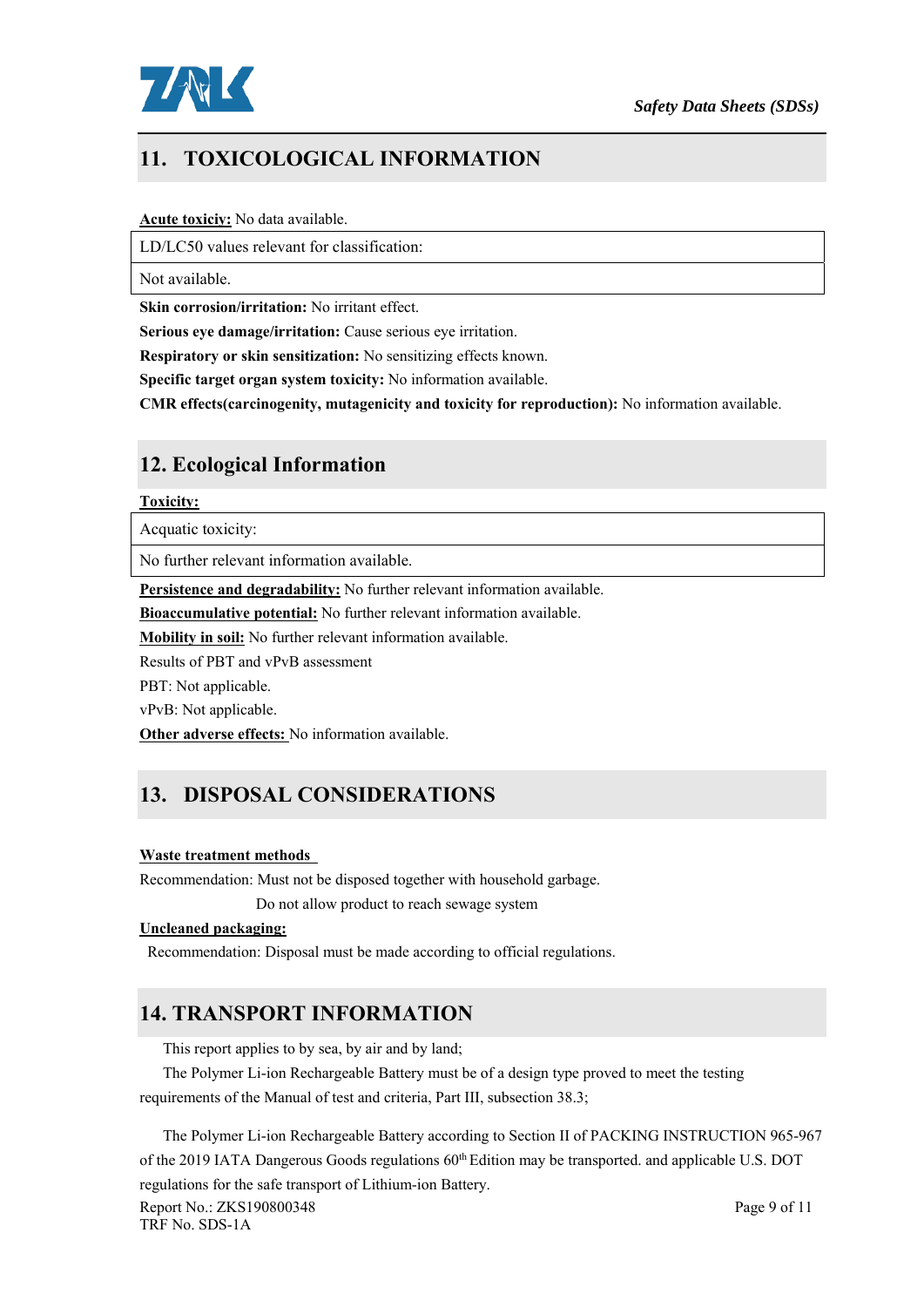## 11. TOXICOLOGICAL INFORMATION

**Acute toxiciy:** No data available.

| LD/LC50 values relevant for classification: |
|---|
| Not available. |

**Skin corrosion/irritation:** No irritant effect.

**Serious eye damage/irritation:** Cause serious eye irritation.

**Respiratory or skin sensitization:** No sensitizing effects known.

**Specific target organ system toxicity:** No information available.

**CMR effects(carcinogenity, mutagenicity and toxicity for reproduction):** No information available.

## 12. Ecological Information

**Toxicity:**

| Acquatic toxicity: |
|---|
| No further relevant information available. |

**Persistence and degradability:** No further relevant information available.

**Bioaccumulative potential:** No further relevant information available.

**Mobility in soil:** No further relevant information available.

Results of PBT and vPvB assessment

PBT: Not applicable.

vPvB: Not applicable.

**Other adverse effects:** No information available.

## 13. DISPOSAL CONSIDERATIONS

**Waste treatment methods**

Recommendation: Must not be disposed together with household garbage.

Do not allow product to reach sewage system

**Uncleaned packaging:**

Recommendation: Disposal must be made according to official regulations.

## 14. TRANSPORT INFORMATION

This report applies to by sea, by air and by land;

The Polymer Li-ion Rechargeable Battery must be of a design type proved to meet the testing requirements of the Manual of test and criteria, Part III, subsection 38.3;

The Polymer Li-ion Rechargeable Battery according to Section II of PACKING INSTRUCTION 965-967 of the 2019 IATA Dangerous Goods regulations 60th Edition may be transported. and applicable U.S. DOT regulations for the safe transport of Lithium-ion Battery.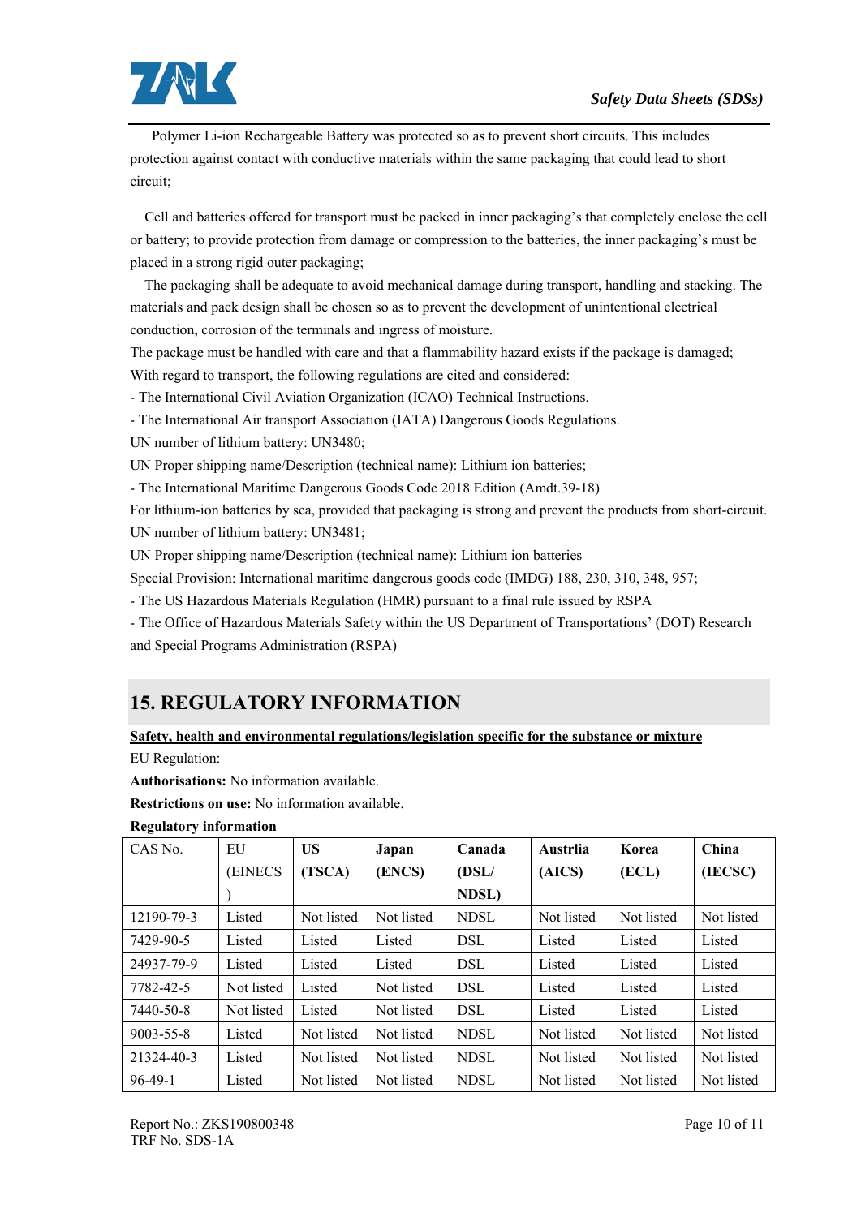Polymer Li-ion Rechargeable Battery was protected so as to prevent short circuits. This includes protection against contact with conductive materials within the same packaging that could lead to short circuit;

Cell and batteries offered for transport must be packed in inner packaging's that completely enclose the cell or battery; to provide protection from damage or compression to the batteries, the inner packaging's must be placed in a strong rigid outer packaging;

The packaging shall be adequate to avoid mechanical damage during transport, handling and stacking. The materials and pack design shall be chosen so as to prevent the development of unintentional electrical conduction, corrosion of the terminals and ingress of moisture.

The package must be handled with care and that a flammability hazard exists if the package is damaged;

With regard to transport, the following regulations are cited and considered:

- The International Civil Aviation Organization (ICAO) Technical Instructions.
- The International Air transport Association (IATA) Dangerous Goods Regulations.

UN number of lithium battery: UN3480;

UN Proper shipping name/Description (technical name): Lithium ion batteries;

- The International Maritime Dangerous Goods Code 2018 Edition (Amdt.39-18)

For lithium-ion batteries by sea, provided that packaging is strong and prevent the products from short-circuit.

UN number of lithium battery: UN3481;

UN Proper shipping name/Description (technical name): Lithium ion batteries

Special Provision: International maritime dangerous goods code (IMDG) 188, 230, 310, 348, 957;

- The US Hazardous Materials Regulation (HMR) pursuant to a final rule issued by RSPA
- The Office of Hazardous Materials Safety within the US Department of Transportations' (DOT) Research and Special Programs Administration (RSPA)

## 15. REGULATORY INFORMATION

**Safety, health and environmental regulations/legislation specific for the substance or mixture**

EU Regulation:

**Authorisations:** No information available.

**Restrictions on use:** No information available.

**Regulatory information**

| CAS No. | EU (EINECS) | **US (TSCA)** | **Japan (ENCS)** | **Canada (DSL/ NDSL)** | **Austrlia (AICS)** | **Korea (ECL)** | **China (IECSC)** |
|---|---|---|---|---|---|---|---|
| 12190-79-3 | Listed | Not listed | Not listed | NDSL | Not listed | Not listed | Not listed |
| 7429-90-5 | Listed | Listed | Listed | DSL | Listed | Listed | Listed |
| 24937-79-9 | Listed | Listed | Listed | DSL | Listed | Listed | Listed |
| 7782-42-5 | Not listed | Listed | Not listed | DSL | Listed | Listed | Listed |
| 7440-50-8 | Not listed | Listed | Not listed | DSL | Listed | Listed | Listed |
| 9003-55-8 | Listed | Not listed | Not listed | NDSL | Not listed | Not listed | Not listed |
| 21324-40-3 | Listed | Not listed | Not listed | NDSL | Not listed | Not listed | Not listed |
| 96-49-1 | Listed | Not listed | Not listed | NDSL | Not listed | Not listed | Not listed |

Report No.: ZKS190800348
TRF No. SDS-1A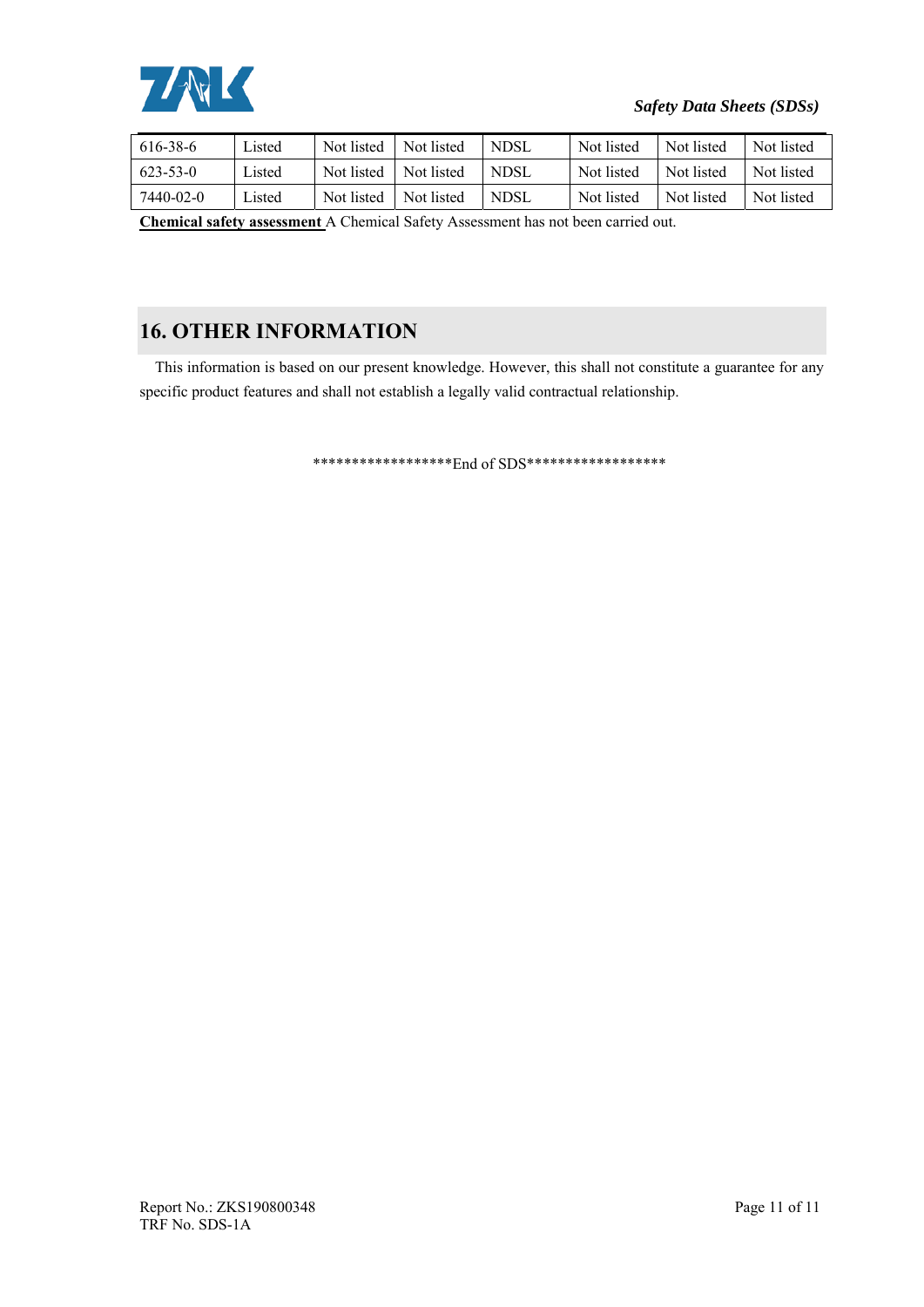| | | | | | | | |
|---|---|---|---|---|---|---|---|
| 616-38-6 | Listed | Not listed | Not listed | NDSL | Not listed | Not listed | Not listed |
| 623-53-0 | Listed | Not listed | Not listed | NDSL | Not listed | Not listed | Not listed |
| 7440-02-0 | Listed | Not listed | Not listed | NDSL | Not listed | Not listed | Not listed |

**Chemical safety assessment** A Chemical Safety Assessment has not been carried out.

## 16. OTHER INFORMATION

This information is based on our present knowledge. However, this shall not constitute a guarantee for any specific product features and shall not establish a legally valid contractual relationship.

******************End of SDS******************

Report No.: ZKS190800348
TRF No. SDS-1A